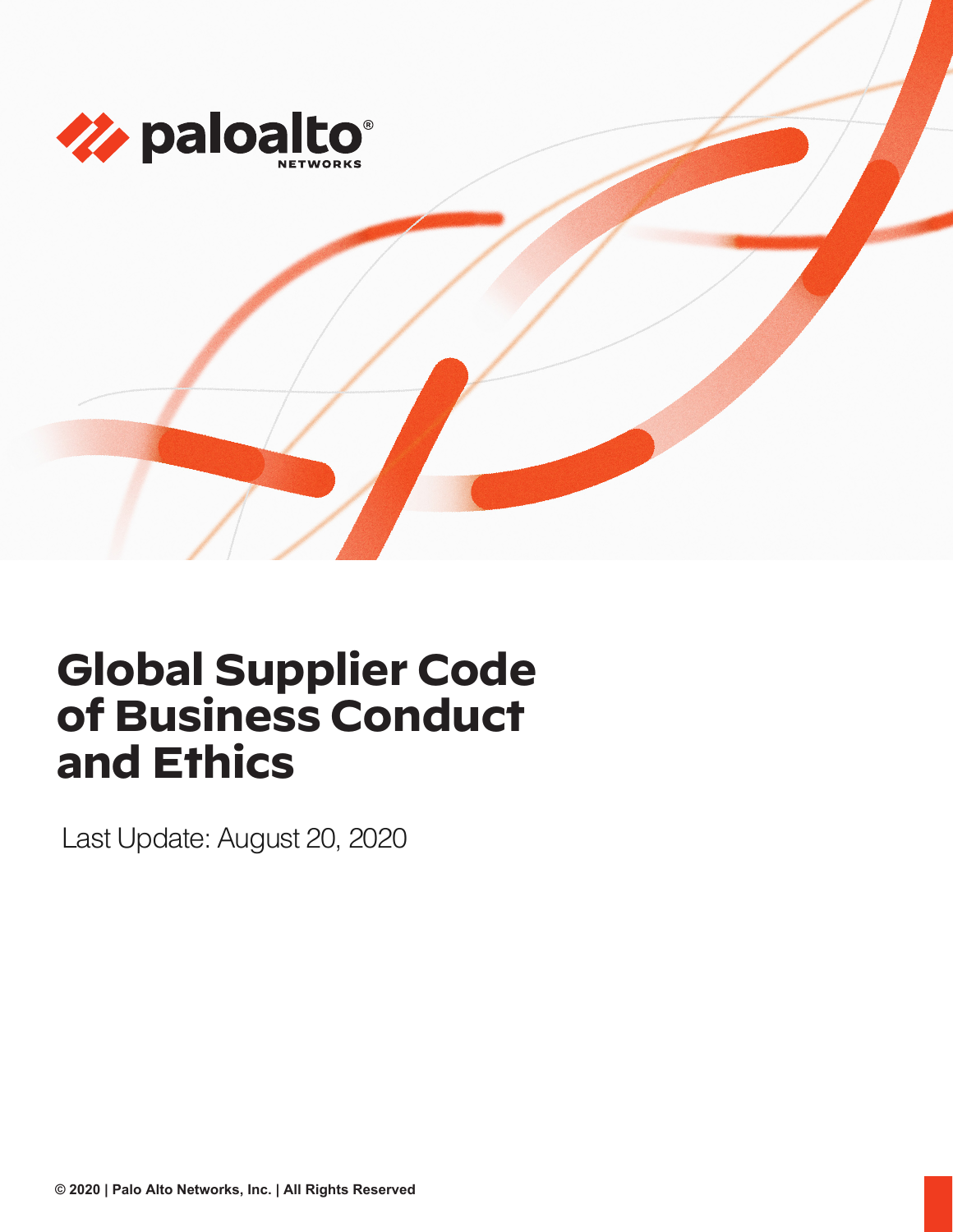# Global Supplier Code of Business Conduct and Ethics

Last Update: August 20, 2020

© 2020 | Palo Alto Networks, Inc. | All Rights Reserved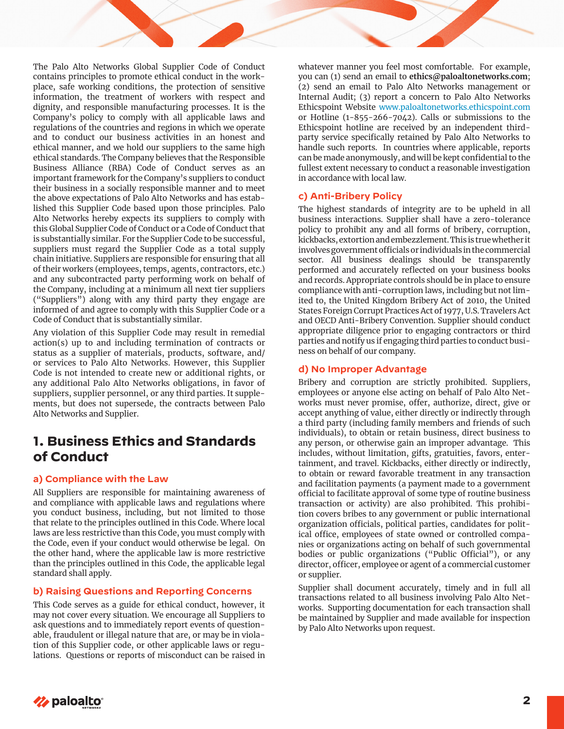The Palo Alto Networks Global Supplier Code of Conduct contains principles to promote ethical conduct in the workplace, safe working conditions, the protection of sensitive information, the treatment of workers with respect and dignity, and responsible manufacturing processes. It is the Company's policy to comply with all applicable laws and regulations of the countries and regions in which we operate and to conduct our business activities in an honest and ethical manner, and we hold our suppliers to the same high ethical standards. The Company believes that the Responsible Business Alliance (RBA) Code of Conduct serves as an important framework for the Company's suppliers to conduct their business in a socially responsible manner and to meet the above expectations of Palo Alto Networks and has established this Supplier Code based upon those principles. Palo Alto Networks hereby expects its suppliers to comply with this Global Supplier Code of Conduct or a Code of Conduct that is substantially similar. For the Supplier Code to be successful, suppliers must regard the Supplier Code as a total supply chain initiative. Suppliers are responsible for ensuring that all of their workers (employees, temps, agents, contractors, etc.) and any subcontracted party performing work on behalf of the Company, including at a minimum all next tier suppliers ("Suppliers") along with any third party they engage are informed of and agree to comply with this Supplier Code or a Code of Conduct that is substantially similar.

Any violation of this Supplier Code may result in remedial action(s) up to and including termination of contracts or status as a supplier of materials, products, software, and/or services to Palo Alto Networks. However, this Supplier Code is not intended to create new or additional rights, or any additional Palo Alto Networks obligations, in favor of suppliers, supplier personnel, or any third parties. It supplements, but does not supersede, the contracts between Palo Alto Networks and Supplier.

# 1. Business Ethics and Standards of Conduct

## a) Compliance with the Law

All Suppliers are responsible for maintaining awareness of and compliance with applicable laws and regulations where you conduct business, including, but not limited to those that relate to the principles outlined in this Code. Where local laws are less restrictive than this Code, you must comply with the Code, even if your conduct would otherwise be legal. On the other hand, where the applicable law is more restrictive than the principles outlined in this Code, the applicable legal standard shall apply.

## b) Raising Questions and Reporting Concerns

This Code serves as a guide for ethical conduct, however, it may not cover every situation. We encourage all Suppliers to ask questions and to immediately report events of questionable, fraudulent or illegal nature that are, or may be in violation of this Supplier code, or other applicable laws or regulations. Questions or reports of misconduct can be raised in whatever manner you feel most comfortable. For example, you can (1) send an email to **ethics@paloaltonetworks.com**; (2) send an email to Palo Alto Networks management or Internal Audit; (3) report a concern to Palo Alto Networks Ethicspoint Website www.paloaltonetworks.ethicspoint.com or Hotline (1-855-266-7042). Calls or submissions to the Ethicspoint hotline are received by an independent third-party service specifically retained by Palo Alto Networks to handle such reports. In countries where applicable, reports can be made anonymously, and will be kept confidential to the fullest extent necessary to conduct a reasonable investigation in accordance with local law.

## c) Anti-Bribery Policy

The highest standards of integrity are to be upheld in all business interactions. Supplier shall have a zero-tolerance policy to prohibit any and all forms of bribery, corruption, kickbacks, extortion and embezzlement. This is true whether it involves government officials or individuals in the commercial sector. All business dealings should be transparently performed and accurately reflected on your business books and records. Appropriate controls should be in place to ensure compliance with anti-corruption laws, including but not limited to, the United Kingdom Bribery Act of 2010, the United States Foreign Corrupt Practices Act of 1977, U.S. Travelers Act and OECD Anti-Bribery Convention. Supplier should conduct appropriate diligence prior to engaging contractors or third parties and notify us if engaging third parties to conduct business on behalf of our company.

## d) No Improper Advantage

Bribery and corruption are strictly prohibited. Suppliers, employees or anyone else acting on behalf of Palo Alto Networks must never promise, offer, authorize, direct, give or accept anything of value, either directly or indirectly through a third party (including family members and friends of such individuals), to obtain or retain business, direct business to any person, or otherwise gain an improper advantage. This includes, without limitation, gifts, gratuities, favors, entertainment, and travel. Kickbacks, either directly or indirectly, to obtain or reward favorable treatment in any transaction and facilitation payments (a payment made to a government official to facilitate approval of some type of routine business transaction or activity) are also prohibited. This prohibition covers bribes to any government or public international organization officials, political parties, candidates for political office, employees of state owned or controlled companies or organizations acting on behalf of such governmental bodies or public organizations ("Public Official"), or any director, officer, employee or agent of a commercial customer or supplier.

Supplier shall document accurately, timely and in full all transactions related to all business involving Palo Alto Networks. Supporting documentation for each transaction shall be maintained by Supplier and made available for inspection by Palo Alto Networks upon request.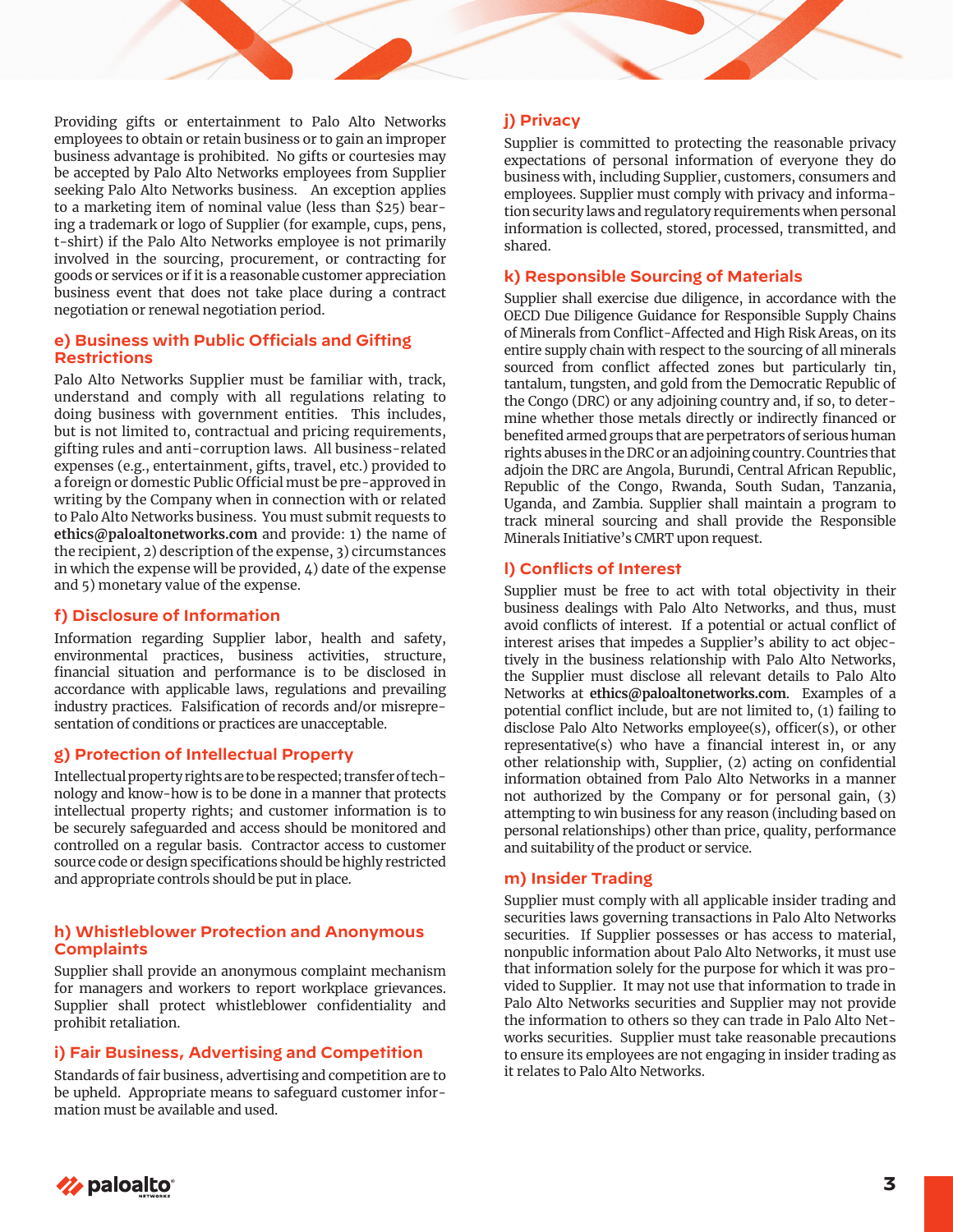Providing gifts or entertainment to Palo Alto Networks employees to obtain or retain business or to gain an improper business advantage is prohibited. No gifts or courtesies may be accepted by Palo Alto Networks employees from Supplier seeking Palo Alto Networks business. An exception applies to a marketing item of nominal value (less than $25) bearing a trademark or logo of Supplier (for example, cups, pens, t-shirt) if the Palo Alto Networks employee is not primarily involved in the sourcing, procurement, or contracting for goods or services or if it is a reasonable customer appreciation business event that does not take place during a contract negotiation or renewal negotiation period.

## e) Business with Public Officials and Gifting Restrictions

Palo Alto Networks Supplier must be familiar with, track, understand and comply with all regulations relating to doing business with government entities. This includes, but is not limited to, contractual and pricing requirements, gifting rules and anti-corruption laws. All business-related expenses (e.g., entertainment, gifts, travel, etc.) provided to a foreign or domestic Public Official must be pre-approved in writing by the Company when in connection with or related to Palo Alto Networks business. You must submit requests to **ethics@paloaltonetworks.com** and provide: 1) the name of the recipient, 2) description of the expense, 3) circumstances in which the expense will be provided, 4) date of the expense and 5) monetary value of the expense.

## f) Disclosure of Information

Information regarding Supplier labor, health and safety, environmental practices, business activities, structure, financial situation and performance is to be disclosed in accordance with applicable laws, regulations and prevailing industry practices. Falsification of records and/or misrepresentation of conditions or practices are unacceptable.

## g) Protection of Intellectual Property

Intellectual property rights are to be respected; transfer of technology and know-how is to be done in a manner that protects intellectual property rights; and customer information is to be securely safeguarded and access should be monitored and controlled on a regular basis. Contractor access to customer source code or design specifications should be highly restricted and appropriate controls should be put in place.

## h) Whistleblower Protection and Anonymous Complaints

Supplier shall provide an anonymous complaint mechanism for managers and workers to report workplace grievances. Supplier shall protect whistleblower confidentiality and prohibit retaliation.

## i) Fair Business, Advertising and Competition

Standards of fair business, advertising and competition are to be upheld. Appropriate means to safeguard customer information must be available and used.

## j) Privacy

Supplier is committed to protecting the reasonable privacy expectations of personal information of everyone they do business with, including Supplier, customers, consumers and employees. Supplier must comply with privacy and information security laws and regulatory requirements when personal information is collected, stored, processed, transmitted, and shared.

## k) Responsible Sourcing of Materials

Supplier shall exercise due diligence, in accordance with the OECD Due Diligence Guidance for Responsible Supply Chains of Minerals from Conflict-Affected and High Risk Areas, on its entire supply chain with respect to the sourcing of all minerals sourced from conflict affected zones but particularly tin, tantalum, tungsten, and gold from the Democratic Republic of the Congo (DRC) or any adjoining country and, if so, to determine whether those metals directly or indirectly financed or benefited armed groups that are perpetrators of serious human rights abuses in the DRC or an adjoining country. Countries that adjoin the DRC are Angola, Burundi, Central African Republic, Republic of the Congo, Rwanda, South Sudan, Tanzania, Uganda, and Zambia. Supplier shall maintain a program to track mineral sourcing and shall provide the Responsible Minerals Initiative's CMRT upon request.

## l) Conflicts of Interest

Supplier must be free to act with total objectivity in their business dealings with Palo Alto Networks, and thus, must avoid conflicts of interest. If a potential or actual conflict of interest arises that impedes a Supplier's ability to act objectively in the business relationship with Palo Alto Networks, the Supplier must disclose all relevant details to Palo Alto Networks at **ethics@paloaltonetworks.com**. Examples of a potential conflict include, but are not limited to, (1) failing to disclose Palo Alto Networks employee(s), officer(s), or other representative(s) who have a financial interest in, or any other relationship with, Supplier, (2) acting on confidential information obtained from Palo Alto Networks in a manner not authorized by the Company or for personal gain, (3) attempting to win business for any reason (including based on personal relationships) other than price, quality, performance and suitability of the product or service.

## m) Insider Trading

Supplier must comply with all applicable insider trading and securities laws governing transactions in Palo Alto Networks securities. If Supplier possesses or has access to material, nonpublic information about Palo Alto Networks, it must use that information solely for the purpose for which it was provided to Supplier. It may not use that information to trade in Palo Alto Networks securities and Supplier may not provide the information to others so they can trade in Palo Alto Networks securities. Supplier must take reasonable precautions to ensure its employees are not engaging in insider trading as it relates to Palo Alto Networks.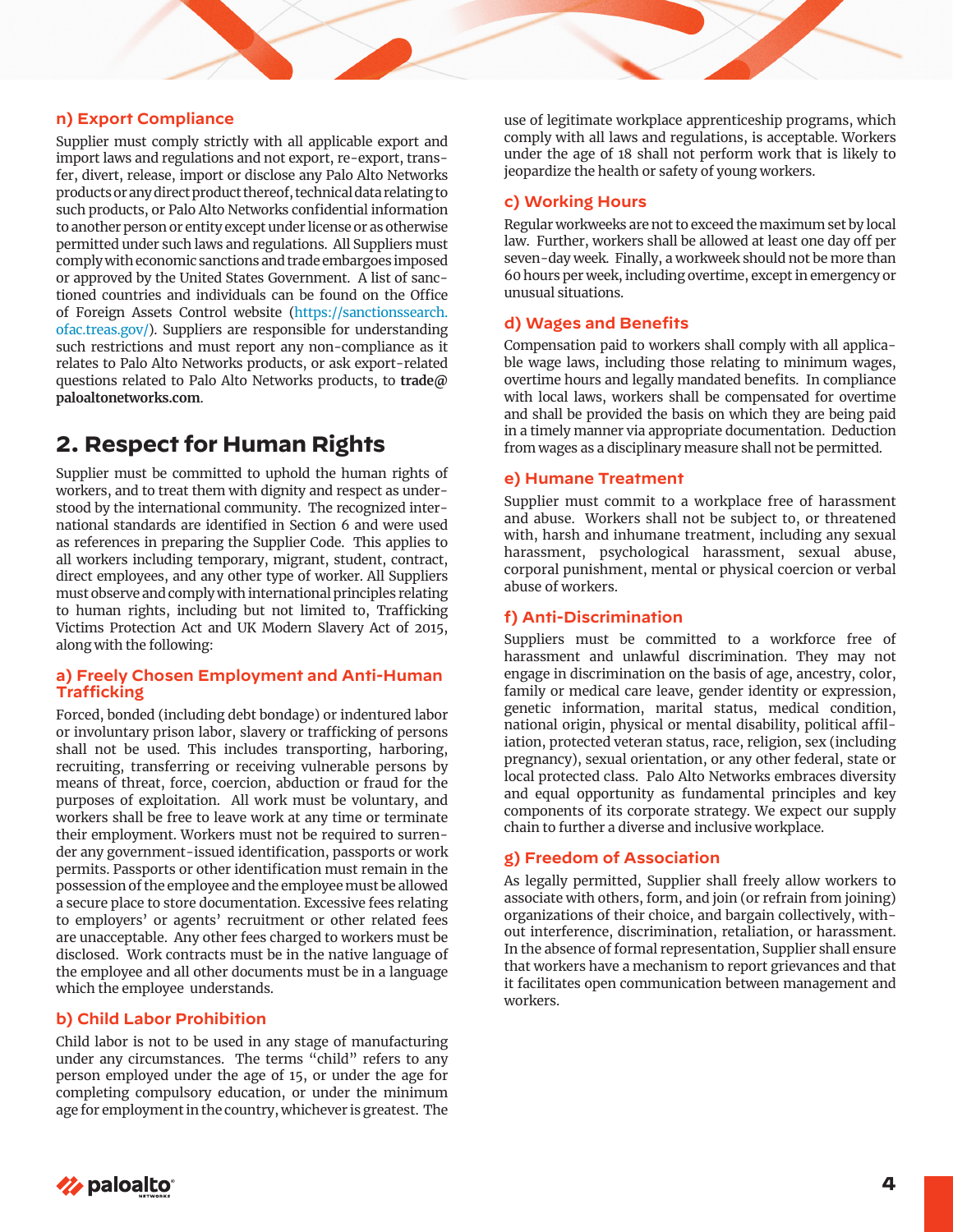### n) Export Compliance

Supplier must comply strictly with all applicable export and import laws and regulations and not export, re-export, transfer, divert, release, import or disclose any Palo Alto Networks products or any direct product thereof, technical data relating to such products, or Palo Alto Networks confidential information to another person or entity except under license or as otherwise permitted under such laws and regulations. All Suppliers must comply with economic sanctions and trade embargoes imposed or approved by the United States Government. A list of sanctioned countries and individuals can be found on the Office of Foreign Assets Control website (https://sanctionssearch.ofac.treas.gov/). Suppliers are responsible for understanding such restrictions and must report any non-compliance as it relates to Palo Alto Networks products, or ask export-related questions related to Palo Alto Networks products, to **trade@paloaltonetworks.com**.

## 2. Respect for Human Rights

Supplier must be committed to uphold the human rights of workers, and to treat them with dignity and respect as understood by the international community. The recognized international standards are identified in Section 6 and were used as references in preparing the Supplier Code. This applies to all workers including temporary, migrant, student, contract, direct employees, and any other type of worker. All Suppliers must observe and comply with international principles relating to human rights, including but not limited to, Trafficking Victims Protection Act and UK Modern Slavery Act of 2015, along with the following:

### a) Freely Chosen Employment and Anti-Human Trafficking

Forced, bonded (including debt bondage) or indentured labor or involuntary prison labor, slavery or trafficking of persons shall not be used. This includes transporting, harboring, recruiting, transferring or receiving vulnerable persons by means of threat, force, coercion, abduction or fraud for the purposes of exploitation. All work must be voluntary, and workers shall be free to leave work at any time or terminate their employment. Workers must not be required to surrender any government-issued identification, passports or work permits. Passports or other identification must remain in the possession of the employee and the employee must be allowed a secure place to store documentation. Excessive fees relating to employers' or agents' recruitment or other related fees are unacceptable. Any other fees charged to workers must be disclosed. Work contracts must be in the native language of the employee and all other documents must be in a language which the employee understands.

### b) Child Labor Prohibition

Child labor is not to be used in any stage of manufacturing under any circumstances. The terms "child" refers to any person employed under the age of 15, or under the age for completing compulsory education, or under the minimum age for employment in the country, whichever is greatest. The use of legitimate workplace apprenticeship programs, which comply with all laws and regulations, is acceptable. Workers under the age of 18 shall not perform work that is likely to jeopardize the health or safety of young workers.

### c) Working Hours

Regular workweeks are not to exceed the maximum set by local law. Further, workers shall be allowed at least one day off per seven-day week. Finally, a workweek should not be more than 60 hours per week, including overtime, except in emergency or unusual situations.

### d) Wages and Benefits

Compensation paid to workers shall comply with all applicable wage laws, including those relating to minimum wages, overtime hours and legally mandated benefits. In compliance with local laws, workers shall be compensated for overtime and shall be provided the basis on which they are being paid in a timely manner via appropriate documentation. Deduction from wages as a disciplinary measure shall not be permitted.

### e) Humane Treatment

Supplier must commit to a workplace free of harassment and abuse. Workers shall not be subject to, or threatened with, harsh and inhumane treatment, including any sexual harassment, psychological harassment, sexual abuse, corporal punishment, mental or physical coercion or verbal abuse of workers.

### f) Anti-Discrimination

Suppliers must be committed to a workforce free of harassment and unlawful discrimination. They may not engage in discrimination on the basis of age, ancestry, color, family or medical care leave, gender identity or expression, genetic information, marital status, medical condition, national origin, physical or mental disability, political affiliation, protected veteran status, race, religion, sex (including pregnancy), sexual orientation, or any other federal, state or local protected class. Palo Alto Networks embraces diversity and equal opportunity as fundamental principles and key components of its corporate strategy. We expect our supply chain to further a diverse and inclusive workplace.

### g) Freedom of Association

As legally permitted, Supplier shall freely allow workers to associate with others, form, and join (or refrain from joining) organizations of their choice, and bargain collectively, without interference, discrimination, retaliation, or harassment. In the absence of formal representation, Supplier shall ensure that workers have a mechanism to report grievances and that it facilitates open communication between management and workers.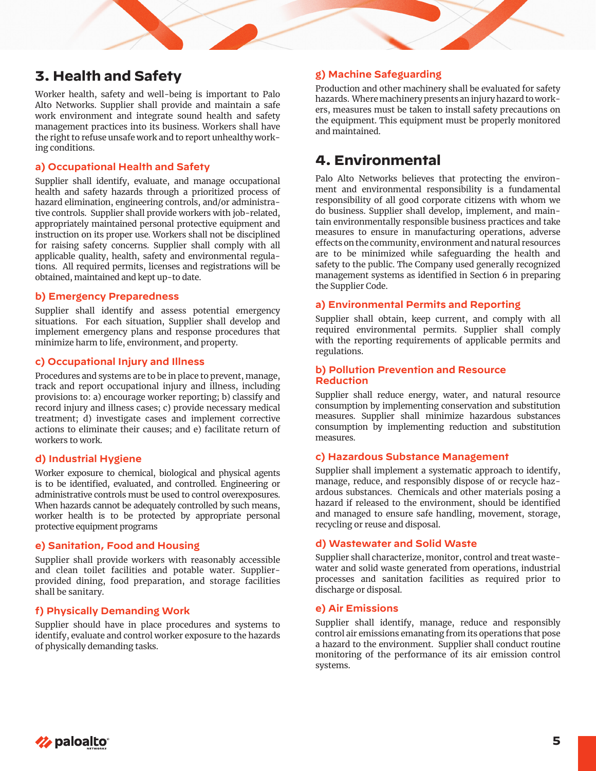## 3. Health and Safety

Worker health, safety and well-being is important to Palo Alto Networks. Supplier shall provide and maintain a safe work environment and integrate sound health and safety management practices into its business. Workers shall have the right to refuse unsafe work and to report unhealthy working conditions.

### a) Occupational Health and Safety

Supplier shall identify, evaluate, and manage occupational health and safety hazards through a prioritized process of hazard elimination, engineering controls, and/or administrative controls. Supplier shall provide workers with job-related, appropriately maintained personal protective equipment and instruction on its proper use. Workers shall not be disciplined for raising safety concerns. Supplier shall comply with all applicable quality, health, safety and environmental regulations. All required permits, licenses and registrations will be obtained, maintained and kept up-to date.

### b) Emergency Preparedness

Supplier shall identify and assess potential emergency situations. For each situation, Supplier shall develop and implement emergency plans and response procedures that minimize harm to life, environment, and property.

### c) Occupational Injury and Illness

Procedures and systems are to be in place to prevent, manage, track and report occupational injury and illness, including provisions to: a) encourage worker reporting; b) classify and record injury and illness cases; c) provide necessary medical treatment; d) investigate cases and implement corrective actions to eliminate their causes; and e) facilitate return of workers to work.

### d) Industrial Hygiene

Worker exposure to chemical, biological and physical agents is to be identified, evaluated, and controlled. Engineering or administrative controls must be used to control overexposures. When hazards cannot be adequately controlled by such means, worker health is to be protected by appropriate personal protective equipment programs

### e) Sanitation, Food and Housing

Supplier shall provide workers with reasonably accessible and clean toilet facilities and potable water. Supplier-provided dining, food preparation, and storage facilities shall be sanitary.

### f) Physically Demanding Work

Supplier should have in place procedures and systems to identify, evaluate and control worker exposure to the hazards of physically demanding tasks.

### g) Machine Safeguarding

Production and other machinery shall be evaluated for safety hazards. Where machinery presents an injury hazard to workers, measures must be taken to install safety precautions on the equipment. This equipment must be properly monitored and maintained.

## 4. Environmental

Palo Alto Networks believes that protecting the environment and environmental responsibility is a fundamental responsibility of all good corporate citizens with whom we do business. Supplier shall develop, implement, and maintain environmentally responsible business practices and take measures to ensure in manufacturing operations, adverse effects on the community, environment and natural resources are to be minimized while safeguarding the health and safety to the public. The Company used generally recognized management systems as identified in Section 6 in preparing the Supplier Code.

### a) Environmental Permits and Reporting

Supplier shall obtain, keep current, and comply with all required environmental permits. Supplier shall comply with the reporting requirements of applicable permits and regulations.

### b) Pollution Prevention and Resource Reduction

Supplier shall reduce energy, water, and natural resource consumption by implementing conservation and substitution measures. Supplier shall minimize hazardous substances consumption by implementing reduction and substitution measures.

### c) Hazardous Substance Management

Supplier shall implement a systematic approach to identify, manage, reduce, and responsibly dispose of or recycle hazardous substances. Chemicals and other materials posing a hazard if released to the environment, should be identified and managed to ensure safe handling, movement, storage, recycling or reuse and disposal.

### d) Wastewater and Solid Waste

Supplier shall characterize, monitor, control and treat wastewater and solid waste generated from operations, industrial processes and sanitation facilities as required prior to discharge or disposal.

### e) Air Emissions

Supplier shall identify, manage, reduce and responsibly control air emissions emanating from its operations that pose a hazard to the environment. Supplier shall conduct routine monitoring of the performance of its air emission control systems.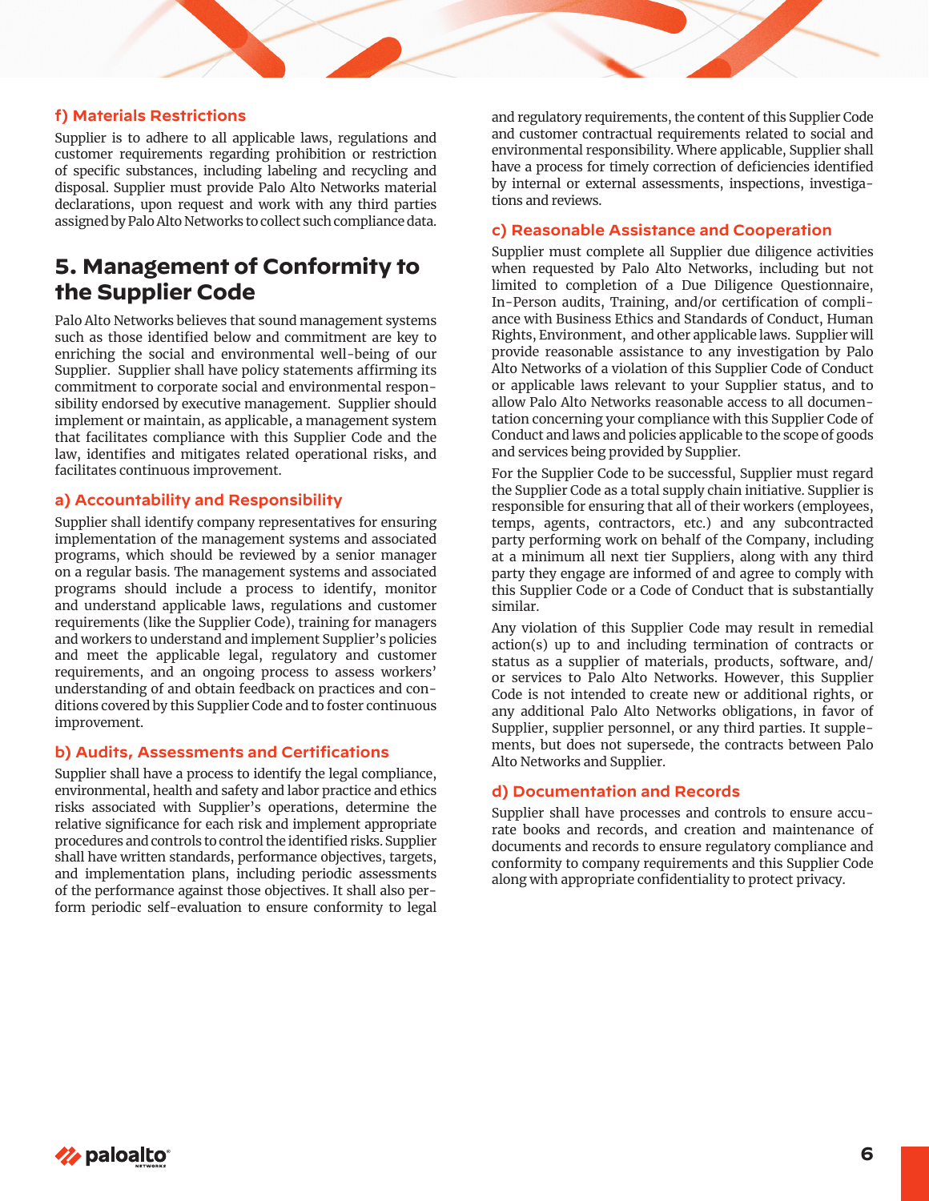### f) Materials Restrictions

Supplier is to adhere to all applicable laws, regulations and customer requirements regarding prohibition or restriction of specific substances, including labeling and recycling and disposal. Supplier must provide Palo Alto Networks material declarations, upon request and work with any third parties assigned by Palo Alto Networks to collect such compliance data.

## 5. Management of Conformity to the Supplier Code

Palo Alto Networks believes that sound management systems such as those identified below and commitment are key to enriching the social and environmental well-being of our Supplier. Supplier shall have policy statements affirming its commitment to corporate social and environmental responsibility endorsed by executive management. Supplier should implement or maintain, as applicable, a management system that facilitates compliance with this Supplier Code and the law, identifies and mitigates related operational risks, and facilitates continuous improvement.

### a) Accountability and Responsibility

Supplier shall identify company representatives for ensuring implementation of the management systems and associated programs, which should be reviewed by a senior manager on a regular basis. The management systems and associated programs should include a process to identify, monitor and understand applicable laws, regulations and customer requirements (like the Supplier Code), training for managers and workers to understand and implement Supplier's policies and meet the applicable legal, regulatory and customer requirements, and an ongoing process to assess workers' understanding of and obtain feedback on practices and conditions covered by this Supplier Code and to foster continuous improvement.

### b) Audits, Assessments and Certifications

Supplier shall have a process to identify the legal compliance, environmental, health and safety and labor practice and ethics risks associated with Supplier's operations, determine the relative significance for each risk and implement appropriate procedures and controls to control the identified risks. Supplier shall have written standards, performance objectives, targets, and implementation plans, including periodic assessments of the performance against those objectives. It shall also perform periodic self-evaluation to ensure conformity to legal and regulatory requirements, the content of this Supplier Code and customer contractual requirements related to social and environmental responsibility. Where applicable, Supplier shall have a process for timely correction of deficiencies identified by internal or external assessments, inspections, investigations and reviews.

### c) Reasonable Assistance and Cooperation

Supplier must complete all Supplier due diligence activities when requested by Palo Alto Networks, including but not limited to completion of a Due Diligence Questionnaire, In-Person audits, Training, and/or certification of compliance with Business Ethics and Standards of Conduct, Human Rights, Environment, and other applicable laws. Supplier will provide reasonable assistance to any investigation by Palo Alto Networks of a violation of this Supplier Code of Conduct or applicable laws relevant to your Supplier status, and to allow Palo Alto Networks reasonable access to all documentation concerning your compliance with this Supplier Code of Conduct and laws and policies applicable to the scope of goods and services being provided by Supplier.

For the Supplier Code to be successful, Supplier must regard the Supplier Code as a total supply chain initiative. Supplier is responsible for ensuring that all of their workers (employees, temps, agents, contractors, etc.) and any subcontracted party performing work on behalf of the Company, including at a minimum all next tier Suppliers, along with any third party they engage are informed of and agree to comply with this Supplier Code or a Code of Conduct that is substantially similar.

Any violation of this Supplier Code may result in remedial action(s) up to and including termination of contracts or status as a supplier of materials, products, software, and/or services to Palo Alto Networks. However, this Supplier Code is not intended to create new or additional rights, or any additional Palo Alto Networks obligations, in favor of Supplier, supplier personnel, or any third parties. It supplements, but does not supersede, the contracts between Palo Alto Networks and Supplier.

### d) Documentation and Records

Supplier shall have processes and controls to ensure accurate books and records, and creation and maintenance of documents and records to ensure regulatory compliance and conformity to company requirements and this Supplier Code along with appropriate confidentiality to protect privacy.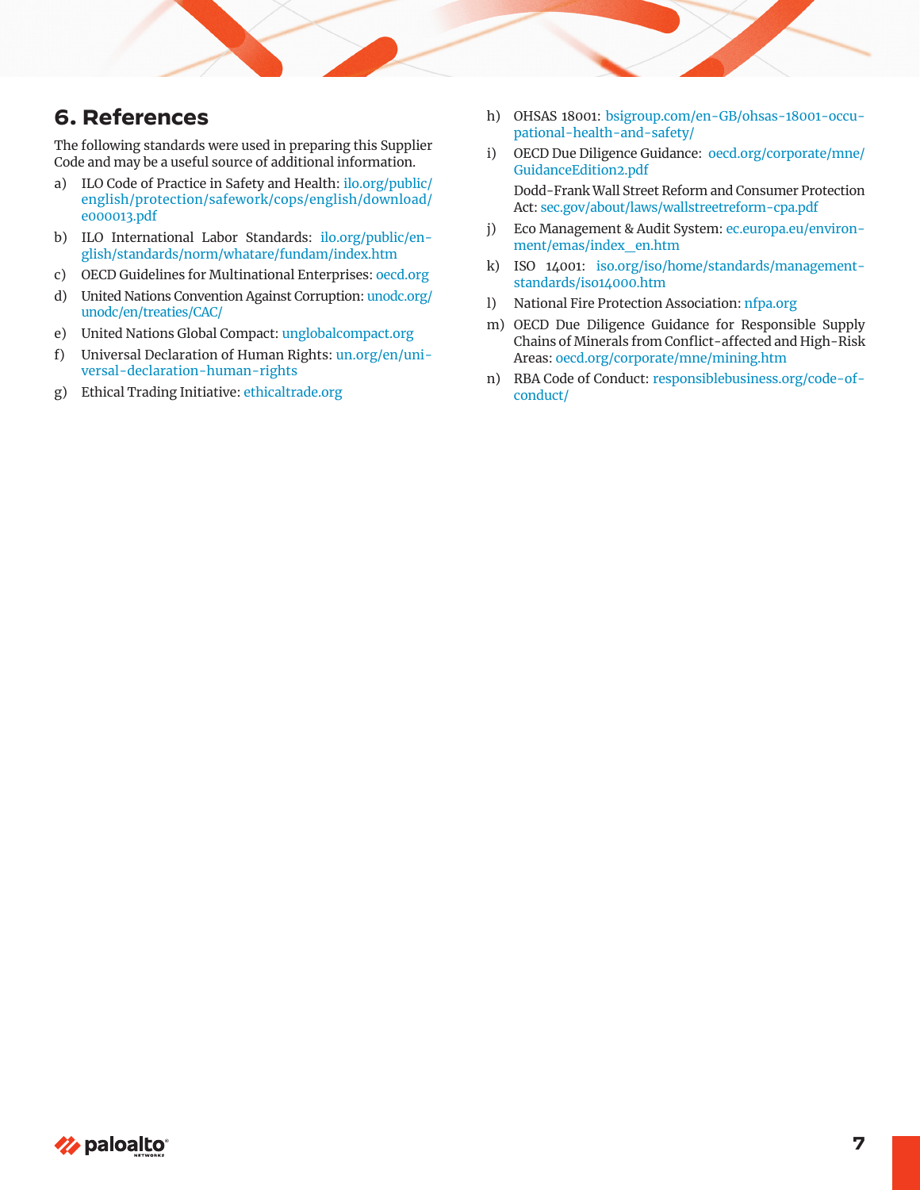## 6. References

The following standards were used in preparing this Supplier Code and may be a useful source of additional information.

a) ILO Code of Practice in Safety and Health: ilo.org/public/english/protection/safework/cops/english/download/e000013.pdf

b) ILO International Labor Standards: ilo.org/public/english/standards/norm/whatare/fundam/index.htm

c) OECD Guidelines for Multinational Enterprises: oecd.org

d) United Nations Convention Against Corruption: unodc.org/unodc/en/treaties/CAC/

e) United Nations Global Compact: unglobalcompact.org

f) Universal Declaration of Human Rights: un.org/en/universal-declaration-human-rights

g) Ethical Trading Initiative: ethicaltrade.org

h) OHSAS 18001: bsigroup.com/en-GB/ohsas-18001-occupational-health-and-safety/

i) OECD Due Diligence Guidance: oecd.org/corporate/mne/GuidanceEdition2.pdf

   Dodd-Frank Wall Street Reform and Consumer Protection Act: sec.gov/about/laws/wallstreetreform-cpa.pdf

j) Eco Management & Audit System: ec.europa.eu/environment/emas/index_en.htm

k) ISO 14001: iso.org/iso/home/standards/management-standards/iso14000.htm

l) National Fire Protection Association: nfpa.org

m) OECD Due Diligence Guidance for Responsible Supply Chains of Minerals from Conflict-affected and High-Risk Areas: oecd.org/corporate/mne/mining.htm

n) RBA Code of Conduct: responsiblebusiness.org/code-of-conduct/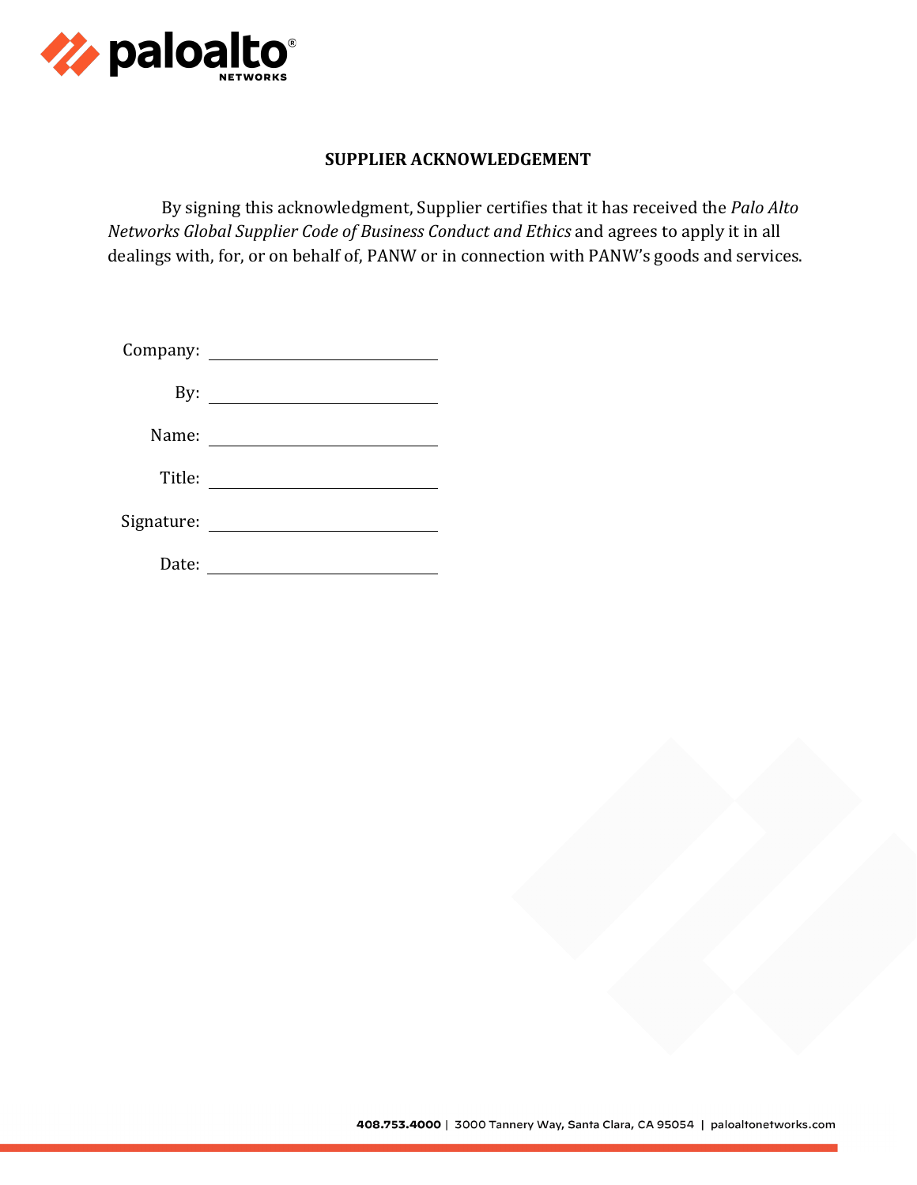## SUPPLIER ACKNOWLEDGEMENT

By signing this acknowledgment, Supplier certifies that it has received the *Palo Alto Networks Global Supplier Code of Business Conduct and Ethics* and agrees to apply it in all dealings with, for, or on behalf of, PANW or in connection with PANW's goods and services.

Company: ______________________________

By: ______________________________

Name: ______________________________

Title: ______________________________

Signature: ______________________________

Date: ______________________________